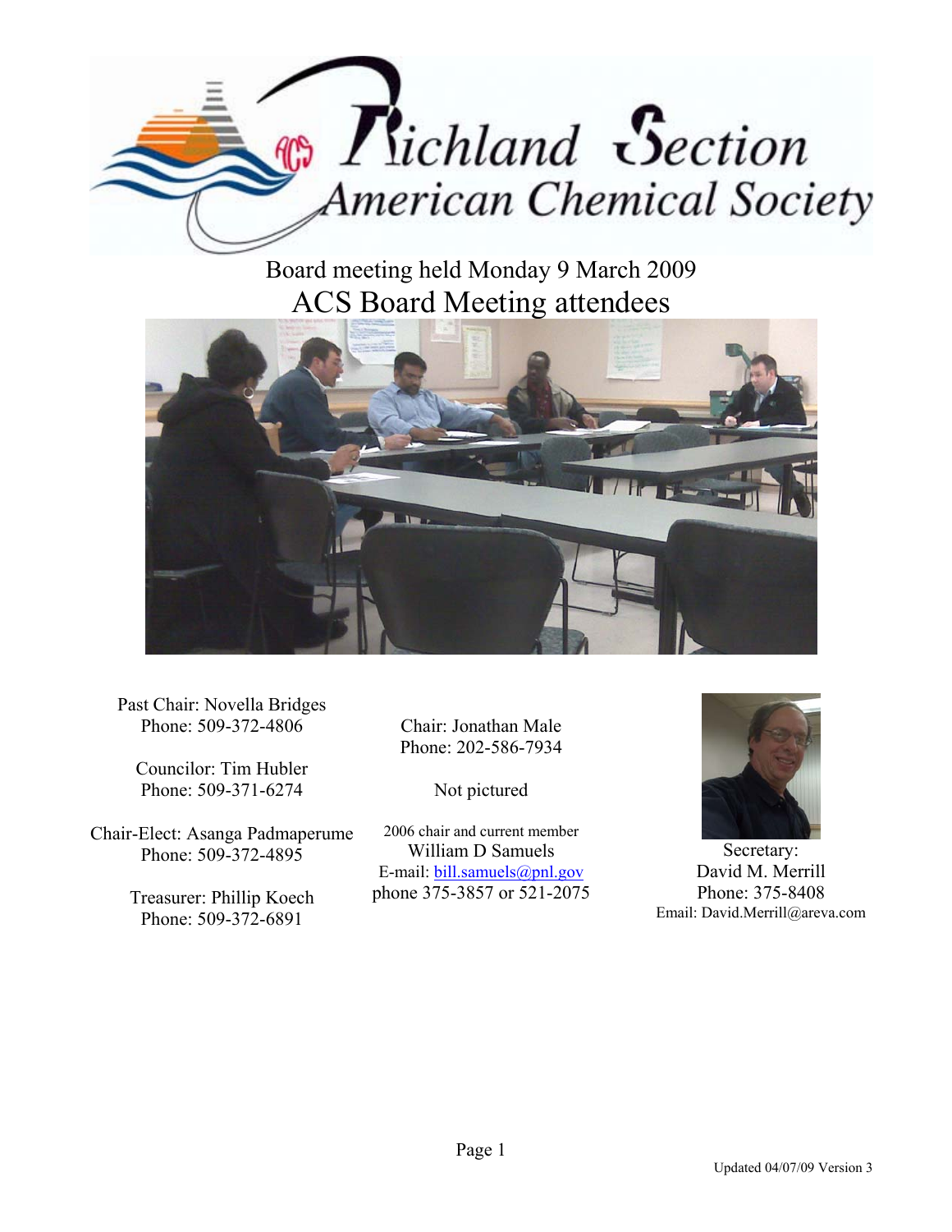# Richland Section American Chemical Society

Board meeting held Monday 9 March 2009

## ACS Board Meeting attendees

Past Chair: Novella Bridges
Phone: 509-372-4806

Councilor: Tim Hubler
Phone: 509-371-6274

Chair-Elect: Asanga Padmaperume
Phone: 509-372-4895

Treasurer: Phillip Koech
Phone: 509-372-6891

Chair: Jonathan Male
Phone: 202-586-7934

Not pictured

2006 chair and current member
William D Samuels
E-mail: bill.samuels@pnl.gov
phone 375-3857 or 521-2075

Secretary:
David M. Merrill
Phone: 375-8408
Email: David.Merrill@areva.com

Updated 04/07/09 Version 3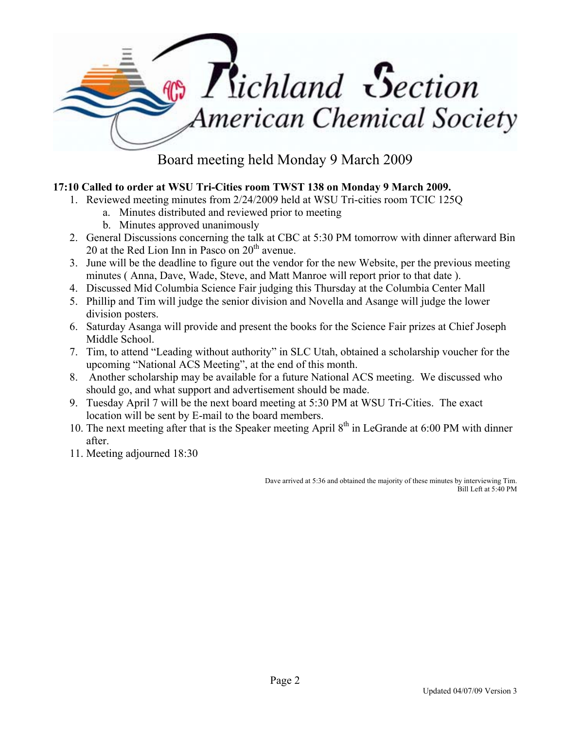Richland Section American Chemical Society

# Board meeting held Monday 9 March 2009

**17:10 Called to order at WSU Tri-Cities room TWST 138 on Monday 9 March 2009.**

1. Reviewed meeting minutes from 2/24/2009 held at WSU Tri-cities room TCIC 125Q
   a. Minutes distributed and reviewed prior to meeting
   b. Minutes approved unanimously
2. General Discussions concerning the talk at CBC at 5:30 PM tomorrow with dinner afterward Bin 20 at the Red Lion Inn in Pasco on 20th avenue.
3. June will be the deadline to figure out the vendor for the new Website, per the previous meeting minutes ( Anna, Dave, Wade, Steve, and Matt Manroe will report prior to that date ).
4. Discussed Mid Columbia Science Fair judging this Thursday at the Columbia Center Mall
5. Phillip and Tim will judge the senior division and Novella and Asange will judge the lower division posters.
6. Saturday Asanga will provide and present the books for the Science Fair prizes at Chief Joseph Middle School.
7. Tim, to attend "Leading without authority" in SLC Utah, obtained a scholarship voucher for the upcoming "National ACS Meeting", at the end of this month.
8. Another scholarship may be available for a future National ACS meeting. We discussed who should go, and what support and advertisement should be made.
9. Tuesday April 7 will be the next board meeting at 5:30 PM at WSU Tri-Cities. The exact location will be sent by E-mail to the board members.
10. The next meeting after that is the Speaker meeting April 8th in LeGrande at 6:00 PM with dinner after.
11. Meeting adjourned 18:30

Dave arrived at 5:36 and obtained the majority of these minutes by interviewing Tim.
Bill Left at 5:40 PM

Updated 04/07/09 Version 3